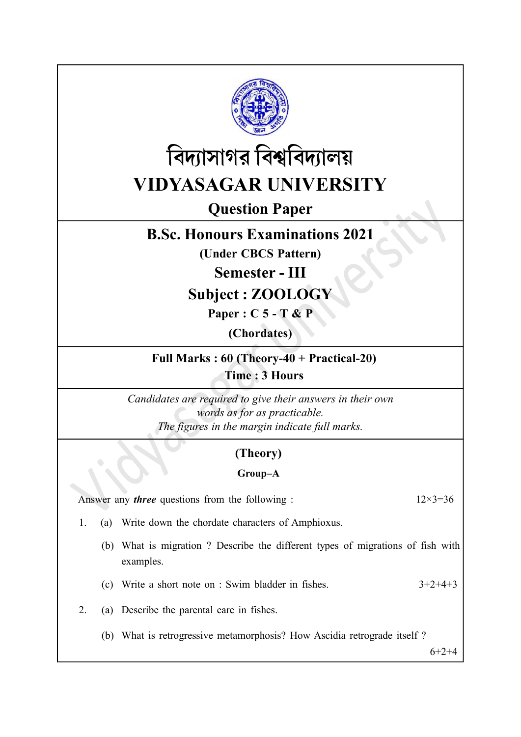# বিদ্যাসাগর বিশ্ববিদ্যালয়

# VIDYASAGAR UNIVERSITY

## Question Paper

## B.Sc. Honours Examinations 2021

**(Under CBCS Pattern)**

## Semester - III

## Subject : ZOOLOGY

**Paper : C 5 - T & P**

**(Chordates)**

**Full Marks : 60 (Theory-40 + Practical-20)**

**Time : 3 Hours**

*Candidates are required to give their answers in their own words as for as practicable.*

*The figures in the margin indicate full marks.*

### (Theory)

**Group–A**

Answer any ***three*** questions from the following : 12×3=36

1. (a) Write down the chordate characters of Amphioxus.

   (b) What is migration ? Describe the different types of migrations of fish with examples.

   (c) Write a short note on : Swim bladder in fishes. 3+2+4+3

2. (a) Describe the parental care in fishes.

   (b) What is retrogressive metamorphosis? How Ascidia retrograde itself ?

   6+2+4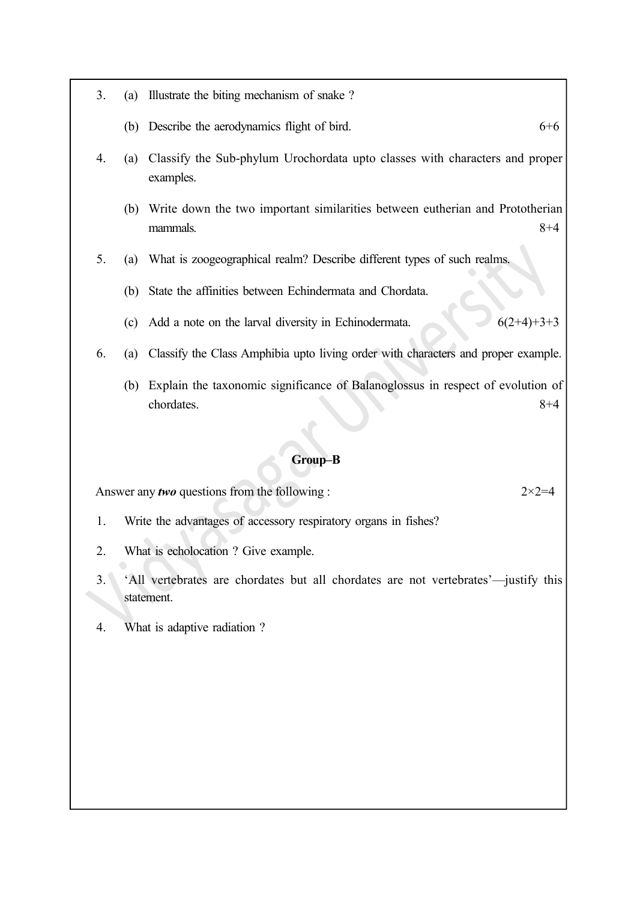3. (a) Illustrate the biting mechanism of snake ?

   (b) Describe the aerodynamics flight of bird. 6+6

4. (a) Classify the Sub-phylum Urochordata upto classes with characters and proper examples.

   (b) Write down the two important similarities between eutherian and Prototherian mammals. 8+4

5. (a) What is zoogeographical realm? Describe different types of such realms.

   (b) State the affinities between Echindermata and Chordata.

   (c) Add a note on the larval diversity in Echinodermata. 6(2+4)+3+3

6. (a) Classify the Class Amphibia upto living order with characters and proper example.

   (b) Explain the taxonomic significance of Balanoglossus in respect of evolution of chordates. 8+4

## Group–B

Answer any ***two*** questions from the following : 2×2=4

1. Write the advantages of accessory respiratory organs in fishes?

2. What is echolocation ? Give example.

3. 'All vertebrates are chordates but all chordates are not vertebrates'—justify this statement.

4. What is adaptive radiation ?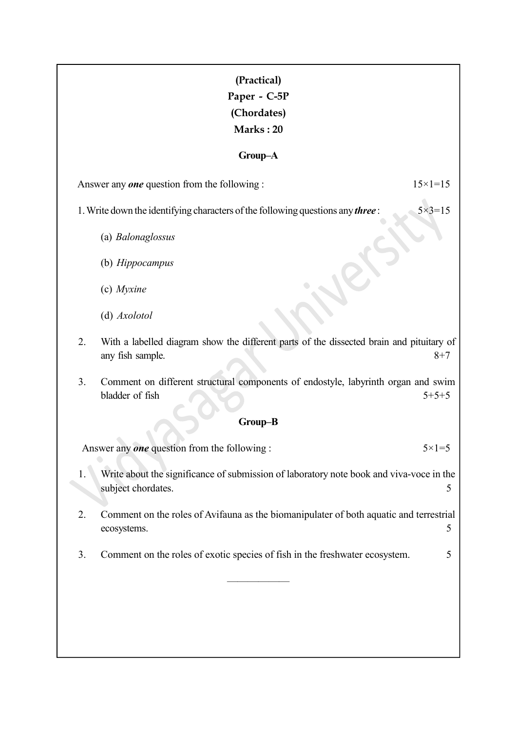**(Practical)**

**Paper - C-5P**

**(Chordates)**

**Marks : 20**

**Group–A**

Answer any ***one*** question from the following : 15×1=15

1. Write down the identifying characters of the following questions any ***three*** : 5×3=15

   (a) *Balonaglossus*

   (b) *Hippocampus*

   (c) *Myxine*

   (d) *Axolotol*

2. With a labelled diagram show the different parts of the dissected brain and pituitary of any fish sample. 8+7

3. Comment on different structural components of endostyle, labyrinth organ and swim bladder of fish 5+5+5

**Group–B**

Answer any ***one*** question from the following : 5×1=5

1. Write about the significance of submission of laboratory note book and viva-voce in the subject chordates. 5

2. Comment on the roles of Avifauna as the biomanipulater of both aquatic and terrestrial ecosystems. 5

3. Comment on the roles of exotic species of fish in the freshwater ecosystem. 5

———————